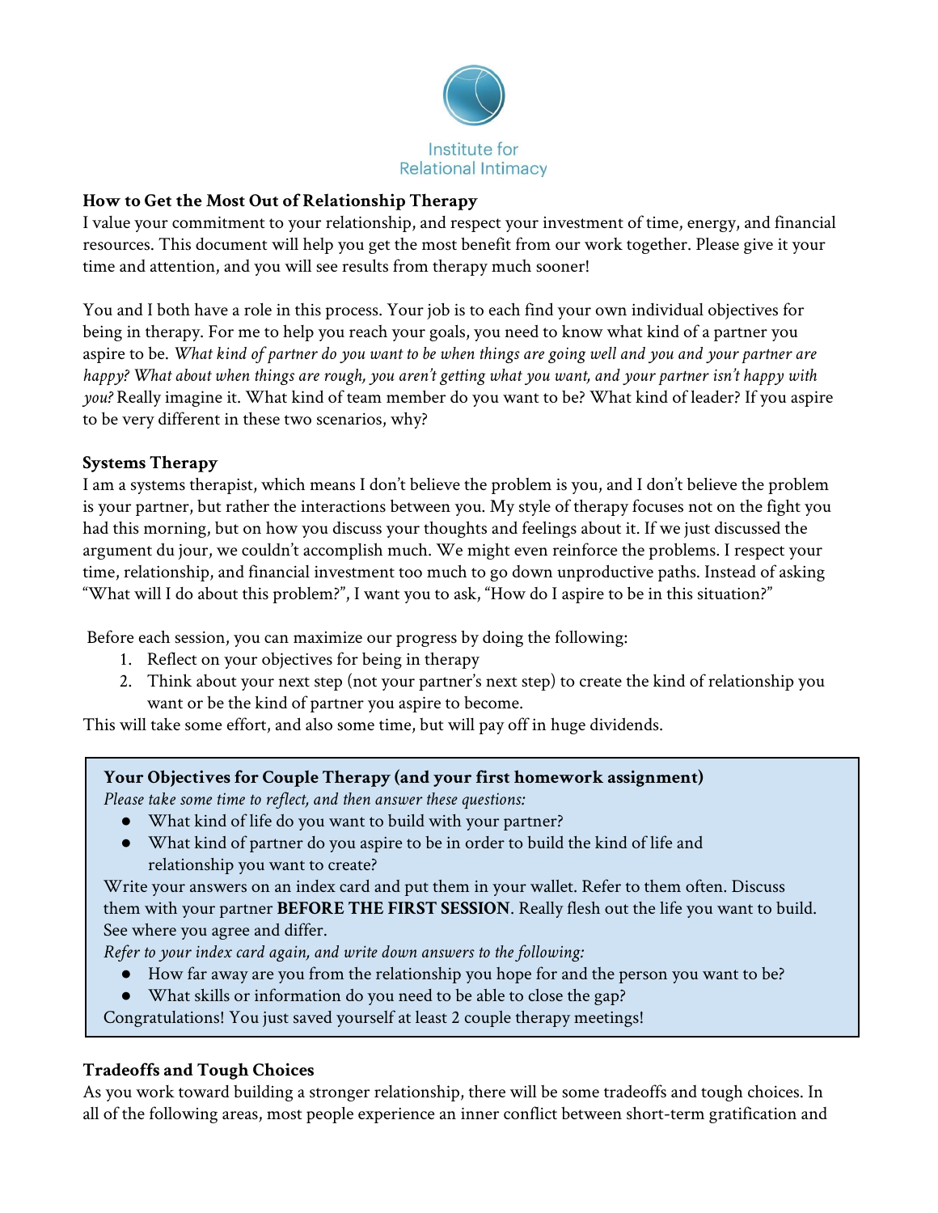Institute for Relational Intimacy

**How to Get the Most Out of Relationship Therapy**

I value your commitment to your relationship, and respect your investment of time, energy, and financial resources. This document will help you get the most benefit from our work together. Please give it your time and attention, and you will see results from therapy much sooner!

You and I both have a role in this process. Your job is to each find your own individual objectives for being in therapy. For me to help you reach your goals, you need to know what kind of a partner you aspire to be. *What kind of partner do you want to be when things are going well and you and your partner are happy? What about when things are rough, you aren't getting what you want, and your partner isn't happy with you?* Really imagine it. What kind of team member do you want to be? What kind of leader? If you aspire to be very different in these two scenarios, why?

**Systems Therapy**

I am a systems therapist, which means I don't believe the problem is you, and I don't believe the problem is your partner, but rather the interactions between you. My style of therapy focuses not on the fight you had this morning, but on how you discuss your thoughts and feelings about it. If we just discussed the argument du jour, we couldn't accomplish much. We might even reinforce the problems. I respect your time, relationship, and financial investment too much to go down unproductive paths. Instead of asking "What will I do about this problem?", I want you to ask, "How do I aspire to be in this situation?"

Before each session, you can maximize our progress by doing the following:

1. Reflect on your objectives for being in therapy
2. Think about your next step (not your partner's next step) to create the kind of relationship you want or be the kind of partner you aspire to become.

This will take some effort, and also some time, but will pay off in huge dividends.

> **Your Objectives for Couple Therapy (and your first homework assignment)**
>
> *Please take some time to reflect, and then answer these questions:*
>
> - What kind of life do you want to build with your partner?
> - What kind of partner do you aspire to be in order to build the kind of life and relationship you want to create?
>
> Write your answers on an index card and put them in your wallet. Refer to them often. Discuss them with your partner **BEFORE THE FIRST SESSION**. Really flesh out the life you want to build. See where you agree and differ.
>
> *Refer to your index card again, and write down answers to the following:*
>
> - How far away are you from the relationship you hope for and the person you want to be?
> - What skills or information do you need to be able to close the gap?
>
> Congratulations! You just saved yourself at least 2 couple therapy meetings!

**Tradeoffs and Tough Choices**

As you work toward building a stronger relationship, there will be some tradeoffs and tough choices. In all of the following areas, most people experience an inner conflict between short-term gratification and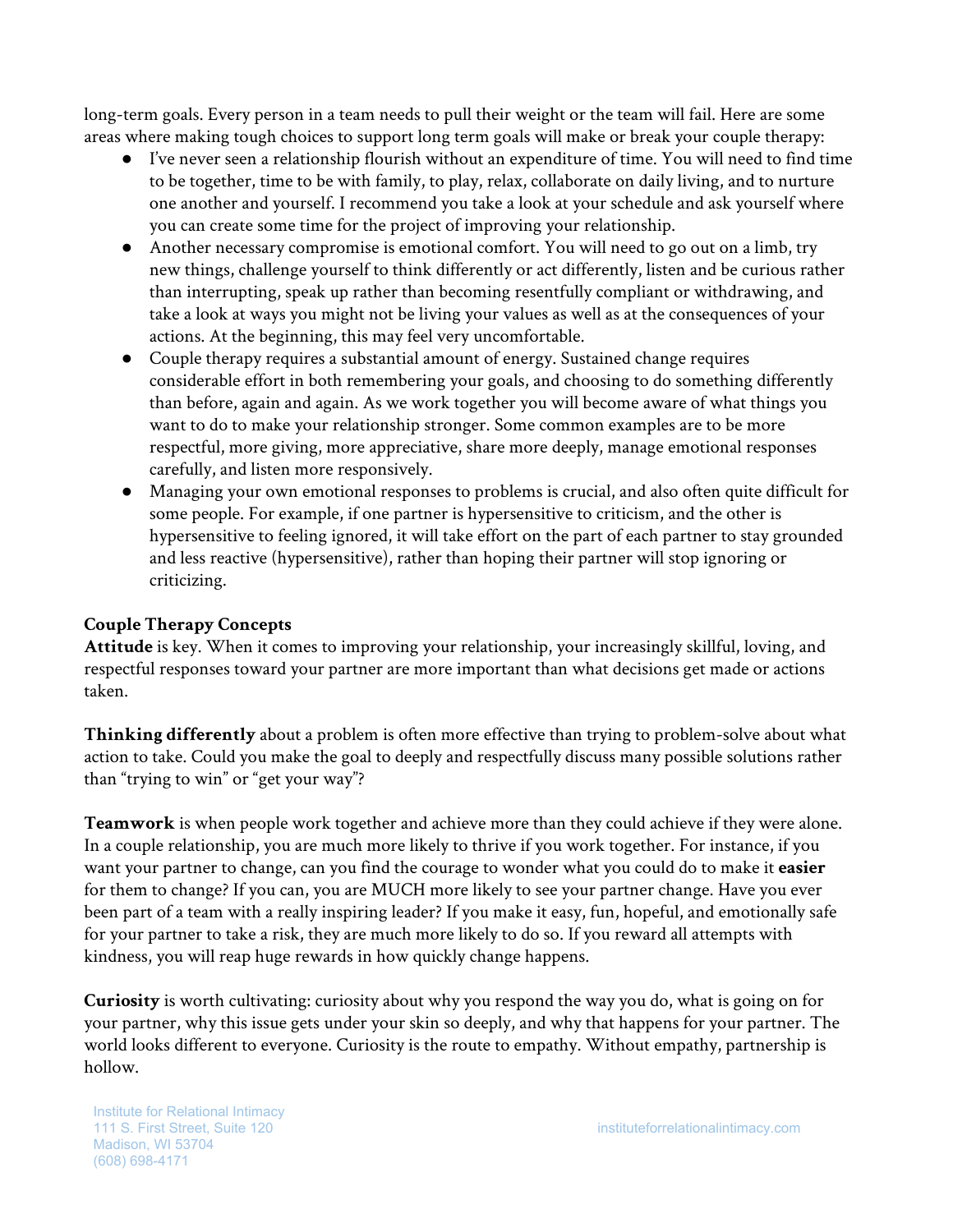long-term goals. Every person in a team needs to pull their weight or the team will fail. Here are some areas where making tough choices to support long term goals will make or break your couple therapy:

- I've never seen a relationship flourish without an expenditure of time. You will need to find time to be together, time to be with family, to play, relax, collaborate on daily living, and to nurture one another and yourself. I recommend you take a look at your schedule and ask yourself where you can create some time for the project of improving your relationship.
- Another necessary compromise is emotional comfort. You will need to go out on a limb, try new things, challenge yourself to think differently or act differently, listen and be curious rather than interrupting, speak up rather than becoming resentfully compliant or withdrawing, and take a look at ways you might not be living your values as well as at the consequences of your actions. At the beginning, this may feel very uncomfortable.
- Couple therapy requires a substantial amount of energy. Sustained change requires considerable effort in both remembering your goals, and choosing to do something differently than before, again and again. As we work together you will become aware of what things you want to do to make your relationship stronger. Some common examples are to be more respectful, more giving, more appreciative, share more deeply, manage emotional responses carefully, and listen more responsively.
- Managing your own emotional responses to problems is crucial, and also often quite difficult for some people. For example, if one partner is hypersensitive to criticism, and the other is hypersensitive to feeling ignored, it will take effort on the part of each partner to stay grounded and less reactive (hypersensitive), rather than hoping their partner will stop ignoring or criticizing.

**Couple Therapy Concepts**

**Attitude** is key. When it comes to improving your relationship, your increasingly skillful, loving, and respectful responses toward your partner are more important than what decisions get made or actions taken.

**Thinking differently** about a problem is often more effective than trying to problem-solve about what action to take. Could you make the goal to deeply and respectfully discuss many possible solutions rather than "trying to win" or "get your way"?

**Teamwork** is when people work together and achieve more than they could achieve if they were alone. In a couple relationship, you are much more likely to thrive if you work together. For instance, if you want your partner to change, can you find the courage to wonder what you could do to make it **easier** for them to change? If you can, you are MUCH more likely to see your partner change. Have you ever been part of a team with a really inspiring leader? If you make it easy, fun, hopeful, and emotionally safe for your partner to take a risk, they are much more likely to do so. If you reward all attempts with kindness, you will reap huge rewards in how quickly change happens.

**Curiosity** is worth cultivating: curiosity about why you respond the way you do, what is going on for your partner, why this issue gets under your skin so deeply, and why that happens for your partner. The world looks different to everyone. Curiosity is the route to empathy. Without empathy, partnership is hollow.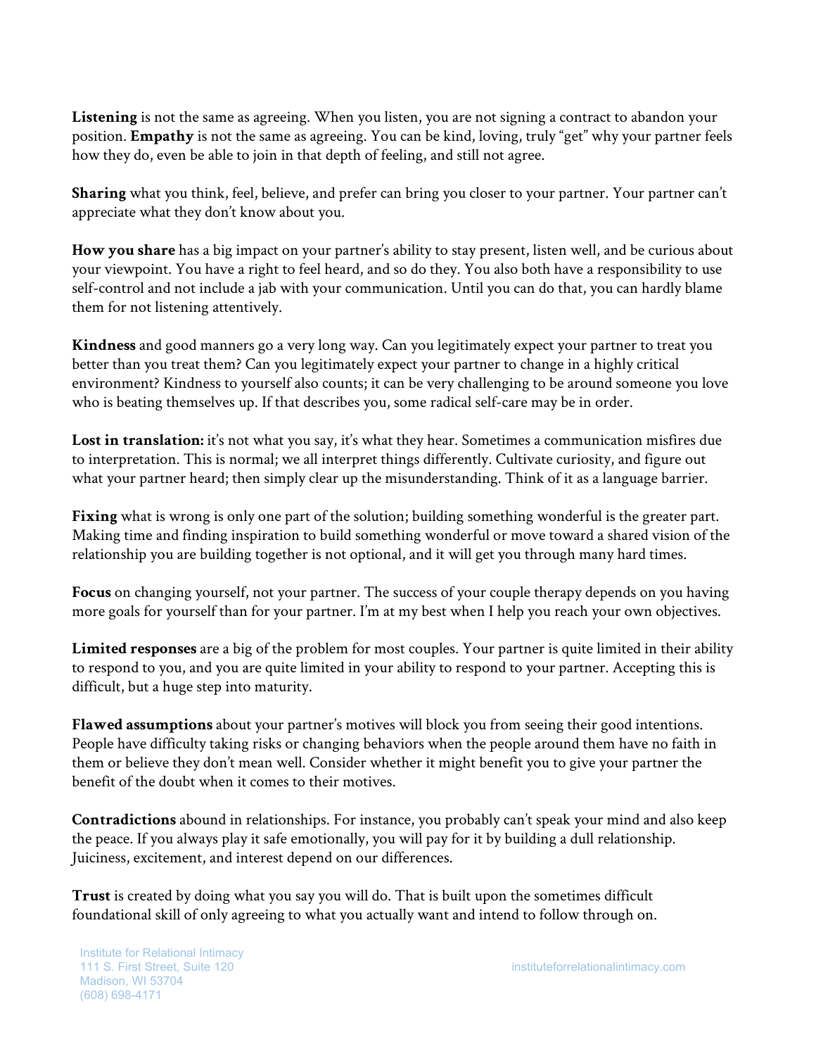**Listening** is not the same as agreeing. When you listen, you are not signing a contract to abandon your position. **Empathy** is not the same as agreeing. You can be kind, loving, truly "get" why your partner feels how they do, even be able to join in that depth of feeling, and still not agree.

**Sharing** what you think, feel, believe, and prefer can bring you closer to your partner. Your partner can't appreciate what they don't know about you.

**How you share** has a big impact on your partner's ability to stay present, listen well, and be curious about your viewpoint. You have a right to feel heard, and so do they. You also both have a responsibility to use self-control and not include a jab with your communication. Until you can do that, you can hardly blame them for not listening attentively.

**Kindness** and good manners go a very long way. Can you legitimately expect your partner to treat you better than you treat them? Can you legitimately expect your partner to change in a highly critical environment? Kindness to yourself also counts; it can be very challenging to be around someone you love who is beating themselves up. If that describes you, some radical self-care may be in order.

**Lost in translation:** it's not what you say, it's what they hear. Sometimes a communication misfires due to interpretation. This is normal; we all interpret things differently. Cultivate curiosity, and figure out what your partner heard; then simply clear up the misunderstanding. Think of it as a language barrier.

**Fixing** what is wrong is only one part of the solution; building something wonderful is the greater part. Making time and finding inspiration to build something wonderful or move toward a shared vision of the relationship you are building together is not optional, and it will get you through many hard times.

**Focus** on changing yourself, not your partner. The success of your couple therapy depends on you having more goals for yourself than for your partner. I'm at my best when I help you reach your own objectives.

**Limited responses** are a big of the problem for most couples. Your partner is quite limited in their ability to respond to you, and you are quite limited in your ability to respond to your partner. Accepting this is difficult, but a huge step into maturity.

**Flawed assumptions** about your partner's motives will block you from seeing their good intentions. People have difficulty taking risks or changing behaviors when the people around them have no faith in them or believe they don't mean well. Consider whether it might benefit you to give your partner the benefit of the doubt when it comes to their motives.

**Contradictions** abound in relationships. For instance, you probably can't speak your mind and also keep the peace. If you always play it safe emotionally, you will pay for it by building a dull relationship. Juiciness, excitement, and interest depend on our differences.

**Trust** is created by doing what you say you will do. That is built upon the sometimes difficult foundational skill of only agreeing to what you actually want and intend to follow through on.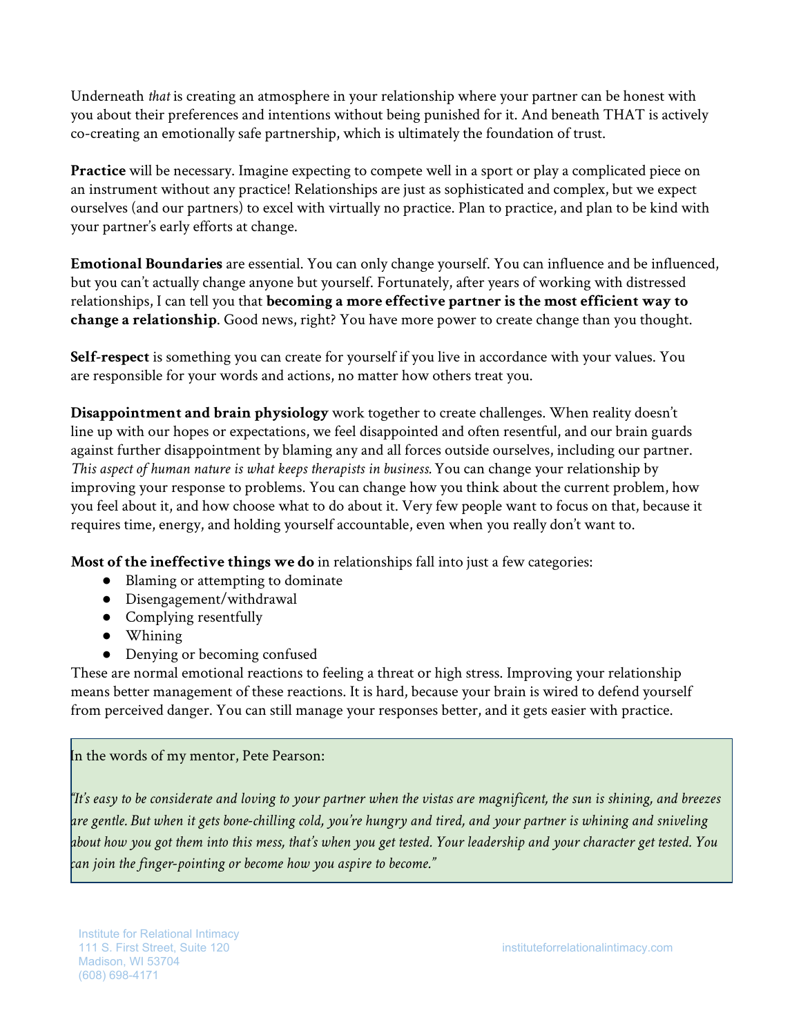Underneath *that* is creating an atmosphere in your relationship where your partner can be honest with you about their preferences and intentions without being punished for it. And beneath THAT is actively co-creating an emotionally safe partnership, which is ultimately the foundation of trust.

**Practice** will be necessary. Imagine expecting to compete well in a sport or play a complicated piece on an instrument without any practice! Relationships are just as sophisticated and complex, but we expect ourselves (and our partners) to excel with virtually no practice. Plan to practice, and plan to be kind with your partner's early efforts at change.

**Emotional Boundaries** are essential. You can only change yourself. You can influence and be influenced, but you can't actually change anyone but yourself. Fortunately, after years of working with distressed relationships, I can tell you that **becoming a more effective partner is the most efficient way to change a relationship**. Good news, right? You have more power to create change than you thought.

**Self-respect** is something you can create for yourself if you live in accordance with your values. You are responsible for your words and actions, no matter how others treat you.

**Disappointment and brain physiology** work together to create challenges. When reality doesn't line up with our hopes or expectations, we feel disappointed and often resentful, and our brain guards against further disappointment by blaming any and all forces outside ourselves, including our partner. *This aspect of human nature is what keeps therapists in business.* You can change your relationship by improving your response to problems. You can change how you think about the current problem, how you feel about it, and how choose what to do about it. Very few people want to focus on that, because it requires time, energy, and holding yourself accountable, even when you really don't want to.

**Most of the ineffective things we do** in relationships fall into just a few categories:

- Blaming or attempting to dominate
- Disengagement/withdrawal
- Complying resentfully
- Whining
- Denying or becoming confused

These are normal emotional reactions to feeling a threat or high stress. Improving your relationship means better management of these reactions. It is hard, because your brain is wired to defend yourself from perceived danger. You can still manage your responses better, and it gets easier with practice.

> In the words of my mentor, Pete Pearson:
>
> *"It's easy to be considerate and loving to your partner when the vistas are magnificent, the sun is shining, and breezes are gentle. But when it gets bone-chilling cold, you're hungry and tired, and your partner is whining and sniveling about how you got them into this mess, that's when you get tested. Your leadership and your character get tested. You can join the finger-pointing or become how you aspire to become."*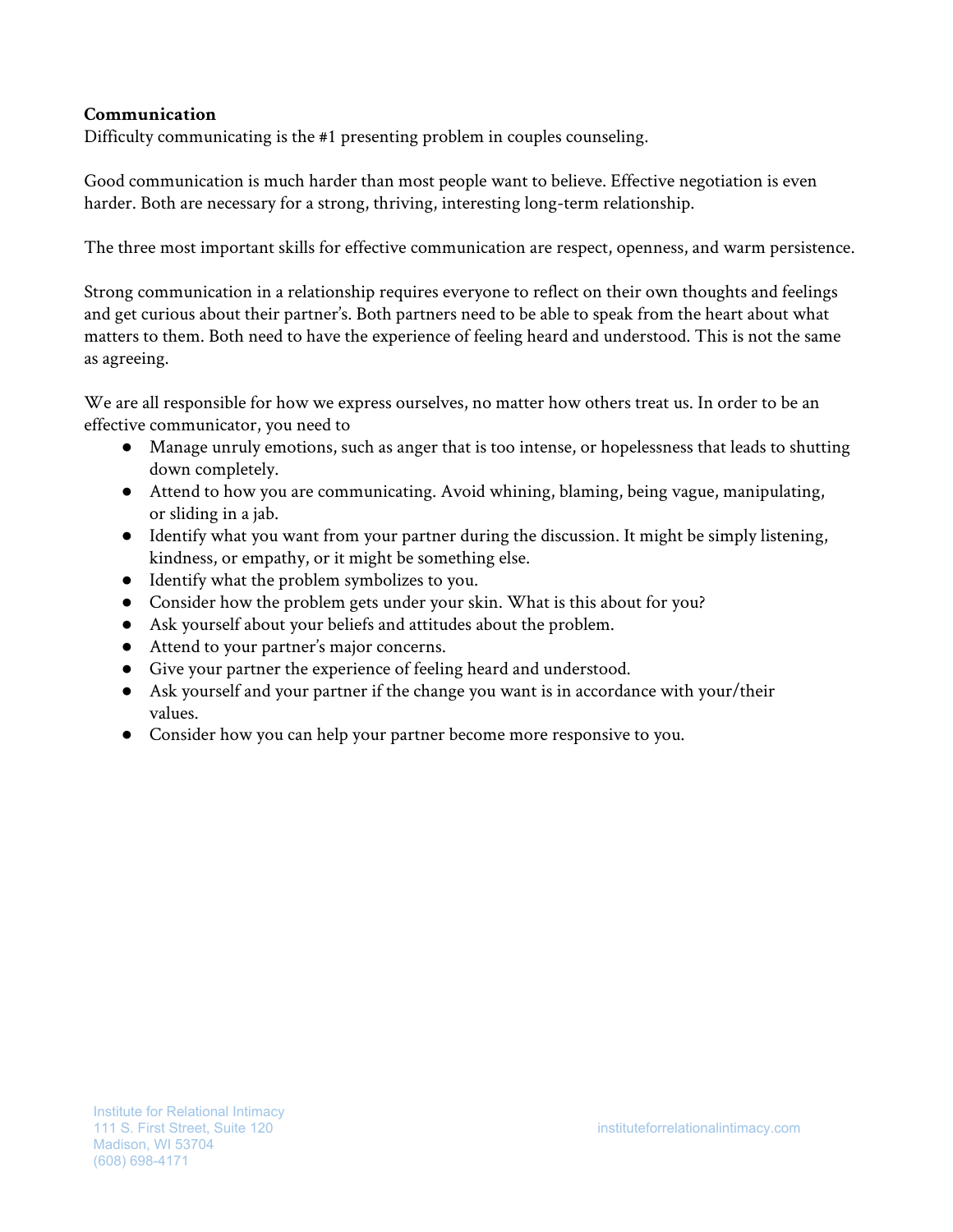**Communication**

Difficulty communicating is the #1 presenting problem in couples counseling.

Good communication is much harder than most people want to believe. Effective negotiation is even harder. Both are necessary for a strong, thriving, interesting long-term relationship.

The three most important skills for effective communication are respect, openness, and warm persistence.

Strong communication in a relationship requires everyone to reflect on their own thoughts and feelings and get curious about their partner's. Both partners need to be able to speak from the heart about what matters to them. Both need to have the experience of feeling heard and understood. This is not the same as agreeing.

We are all responsible for how we express ourselves, no matter how others treat us. In order to be an effective communicator, you need to

- Manage unruly emotions, such as anger that is too intense, or hopelessness that leads to shutting down completely.
- Attend to how you are communicating. Avoid whining, blaming, being vague, manipulating, or sliding in a jab.
- Identify what you want from your partner during the discussion. It might be simply listening, kindness, or empathy, or it might be something else.
- Identify what the problem symbolizes to you.
- Consider how the problem gets under your skin. What is this about for you?
- Ask yourself about your beliefs and attitudes about the problem.
- Attend to your partner's major concerns.
- Give your partner the experience of feeling heard and understood.
- Ask yourself and your partner if the change you want is in accordance with your/their values.
- Consider how you can help your partner become more responsive to you.